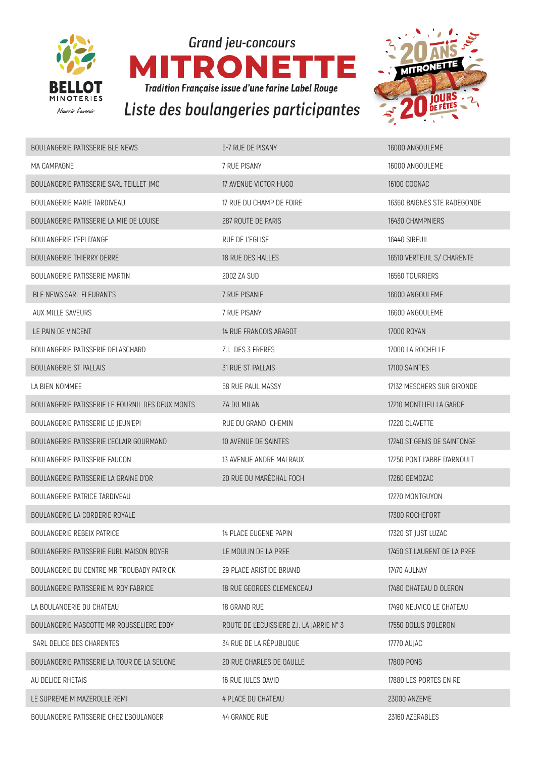*Grand jeu-concours*

# MITRONETTE

***Tradition Française issue d'une farine Label Rouge***

## *Liste des boulangeries participantes*

| BOULANGERIE PATISSERIE BLE NEWS | 5-7 RUE DE PISANY | 16000 ANGOULEME |
|---|---|---|
| MA CAMPAGNE | 7 RUE PISANY | 16000 ANGOULEME |
| BOULANGERIE PATISSERIE SARL TEILLET JMC | 17 AVENUE VICTOR HUGO | 16100 COGNAC |
| BOULANGERIE MARIE TARDIVEAU | 17 RUE DU CHAMP DE FOIRE | 16360 BAIGNES STE RADEGONDE |
| BOULANGERIE PATISSERIE LA MIE DE LOUISE | 287 ROUTE DE PARIS | 16430 CHAMPNIERS |
| BOULANGERIE L'EPI D'ANGE | RUE DE L'EGLISE | 16440 SIREUIL |
| BOULANGERIE THIERRY DERRE | 18 RUE DES HALLES | 16510 VERTEUIL S/ CHARENTE |
| BOULANGERIE PATISSERIE MARTIN | 2002 ZA SUD | 16560 TOURRIERS |
| BLE NEWS SARL FLEURANT'S | 7 RUE PISANIE | 16600 ANGOULEME |
| AUX MILLE SAVEURS | 7 RUE PISANY | 16600 ANGOULEME |
| LE PAIN DE VINCENT | 14 RUE FRANCOIS ARAGOT | 17000 ROYAN |
| BOULANGERIE PATISSERIE DELASCHARD | Z.I. DES 3 FRERES | 17000 LA ROCHELLE |
| BOULANGERIE ST PALLAIS | 31 RUE ST PALLAIS | 17100 SAINTES |
| LA BIEN NOMMEE | 58 RUE PAUL MASSY | 17132 MESCHERS SUR GIRONDE |
| BOULANGERIE PATISSERIE LE FOURNIL DES DEUX MONTS | ZA DU MILAN | 17210 MONTLIEU LA GARDE |
| BOULANGERIE PATISSERIE LE JEUN'EPI | RUE DU GRAND CHEMIN | 17220 CLAVETTE |
| BOULANGERIE PATISSERIE L'ECLAIR GOURMAND | 10 AVENUE DE SAINTES | 17240 ST GENIS DE SAINTONGE |
| BOULANGERIE PATISSERIE FAUCON | 13 AVENUE ANDRE MALRAUX | 17250 PONT L'ABBE D'ARNOULT |
| BOULANGERIE PATISSERIE LA GRAINE D'OR | 20 RUE DU MARÉCHAL FOCH | 17260 GEMOZAC |
| BOULANGERIE PATRICE TARDIVEAU | | 17270 MONTGUYON |
| BOULANGERIE LA CORDERIE ROYALE | | 17300 ROCHEFORT |
| BOULANGERIE REBEIX PATRICE | 14 PLACE EUGENE PAPIN | 17320 ST JUST LUZAC |
| BOULANGERIE PATISSERIE EURL MAISON BOYER | LE MOULIN DE LA PREE | 17450 ST LAURENT DE LA PREE |
| BOULANGERIE DU CENTRE MR TROUBADY PATRICK | 29 PLACE ARISTIDE BRIAND | 17470 AULNAY |
| BOULANGERIE PATISSERIE M. ROY FABRICE | 18 RUE GEORGES CLEMENCEAU | 17480 CHATEAU D OLERON |
| LA BOULANGERIE DU CHATEAU | 18 GRAND RUE | 17490 NEUVICQ LE CHATEAU |
| BOULANGERIE MASCOTTE MR ROUSSELIERE EDDY | ROUTE DE L'ECUISSIERE Z.I. LA JARRIE N° 3 | 17550 DOLUS D'OLERON |
| SARL DELICE DES CHARENTES | 34 RUE DE LA RÉPUBLIQUE | 17770 AUJAC |
| BOULANGERIE PATISSERIE LA TOUR DE LA SEUGNE | 20 RUE CHARLES DE GAULLE | 17800 PONS |
| AU DELICE RHETAIS | 16 RUE JULES DAVID | 17880 LES PORTES EN RE |
| LE SUPREME M MAZEROLLE REMI | 4 PLACE DU CHATEAU | 23000 ANZEME |
| BOULANGERIE PATISSERIE CHEZ L'BOULANGER | 44 GRANDE RUE | 23160 AZERABLES |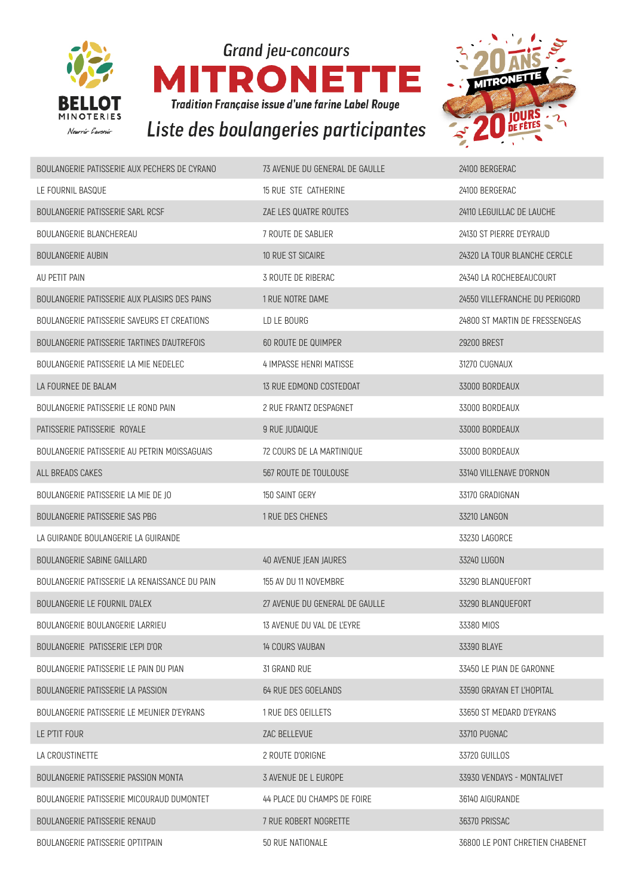Grand jeu-concours

# MITRONETTE

*Tradition Française issue d'une farine Label Rouge*

## Liste des boulangeries participantes

| | | |
|---|---|---|
| BOULANGERIE PATISSERIE AUX PECHERS DE CYRANO | 73 AVENUE DU GENERAL DE GAULLE | 24100 BERGERAC |
| LE FOURNIL BASQUE | 15 RUE STE CATHERINE | 24100 BERGERAC |
| BOULANGERIE PATISSERIE SARL RCSF | ZAE LES QUATRE ROUTES | 24110 LEGUILLAC DE LAUCHE |
| BOULANGERIE BLANCHEREAU | 7 ROUTE DE SABLIER | 24130 ST PIERRE D'EYRAUD |
| BOULANGERIE AUBIN | 10 RUE ST SICAIRE | 24320 LA TOUR BLANCHE CERCLE |
| AU PETIT PAIN | 3 ROUTE DE RIBERAC | 24340 LA ROCHEBEAUCOURT |
| BOULANGERIE PATISSERIE AUX PLAISIRS DES PAINS | 1 RUE NOTRE DAME | 24550 VILLEFRANCHE DU PERIGORD |
| BOULANGERIE PATISSERIE SAVEURS ET CREATIONS | LD LE BOURG | 24800 ST MARTIN DE FRESSENGEAS |
| BOULANGERIE PATISSERIE TARTINES D'AUTREFOIS | 60 ROUTE DE QUIMPER | 29200 BREST |
| BOULANGERIE PATISSERIE LA MIE NEDELEC | 4 IMPASSE HENRI MATISSE | 31270 CUGNAUX |
| LA FOURNEE DE BALAM | 13 RUE EDMOND COSTEDOAT | 33000 BORDEAUX |
| BOULANGERIE PATISSERIE LE ROND PAIN | 2 RUE FRANTZ DESPAGNET | 33000 BORDEAUX |
| PATISSERIE PATISSERIE ROYALE | 9 RUE JUDAIQUE | 33000 BORDEAUX |
| BOULANGERIE PATISSERIE AU PETRIN MOISSAGUAIS | 72 COURS DE LA MARTINIQUE | 33000 BORDEAUX |
| ALL BREADS CAKES | 567 ROUTE DE TOULOUSE | 33140 VILLENAVE D'ORNON |
| BOULANGERIE PATISSERIE LA MIE DE JO | 150 SAINT GERY | 33170 GRADIGNAN |
| BOULANGERIE PATISSERIE SAS PBG | 1 RUE DES CHENES | 33210 LANGON |
| LA GUIRANDE BOULANGERIE LA GUIRANDE | | 33230 LAGORCE |
| BOULANGERIE SABINE GAILLARD | 40 AVENUE JEAN JAURES | 33240 LUGON |
| BOULANGERIE PATISSERIE LA RENAISSANCE DU PAIN | 155 AV DU 11 NOVEMBRE | 33290 BLANQUEFORT |
| BOULANGERIE LE FOURNIL D'ALEX | 27 AVENUE DU GENERAL DE GAULLE | 33290 BLANQUEFORT |
| BOULANGERIE BOULANGERIE LARRIEU | 13 AVENUE DU VAL DE L'EYRE | 33380 MIOS |
| BOULANGERIE PATISSERIE L'EPI D'OR | 14 COURS VAUBAN | 33390 BLAYE |
| BOULANGERIE PATISSERIE LE PAIN DU PIAN | 31 GRAND RUE | 33450 LE PIAN DE GARONNE |
| BOULANGERIE PATISSERIE LA PASSION | 64 RUE DES GOELANDS | 33590 GRAYAN ET L'HOPITAL |
| BOULANGERIE PATISSERIE LE MEUNIER D'EYRANS | 1 RUE DES OEILLETS | 33650 ST MEDARD D'EYRANS |
| LE P'TIT FOUR | ZAC BELLEVUE | 33710 PUGNAC |
| LA CROUSTINETTE | 2 ROUTE D'ORIGNE | 33720 GUILLOS |
| BOULANGERIE PATISSERIE PASSION MONTA | 3 AVENUE DE L EUROPE | 33930 VENDAYS - MONTALIVET |
| BOULANGERIE PATISSERIE MICOURAUD DUMONTET | 44 PLACE DU CHAMPS DE FOIRE | 36140 AIGURANDE |
| BOULANGERIE PATISSERIE RENAUD | 7 RUE ROBERT NOGRETTE | 36370 PRISSAC |
| BOULANGERIE PATISSERIE OPTITPAIN | 50 RUE NATIONALE | 36800 LE PONT CHRETIEN CHABENET |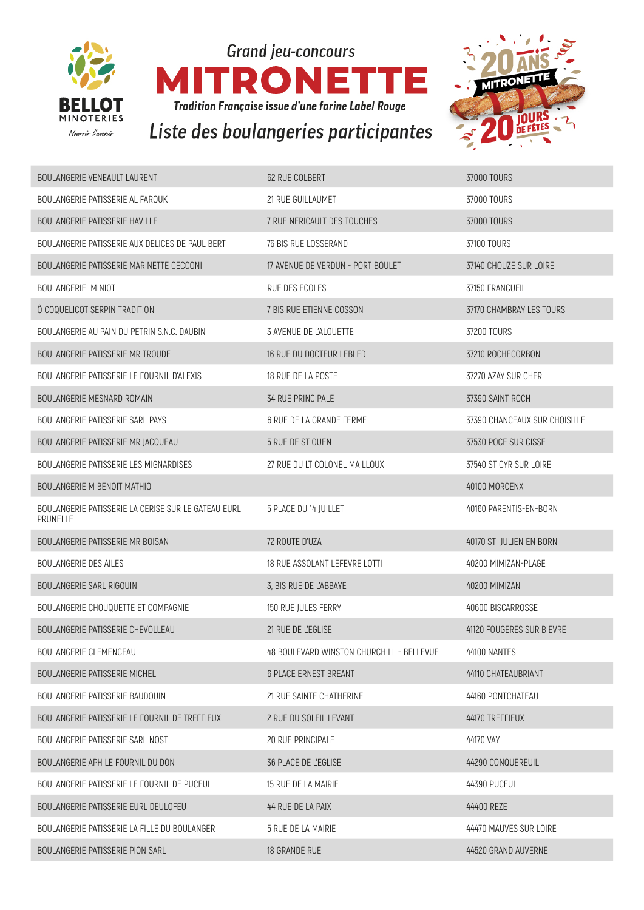Grand jeu-concours

# MITRONETTE

**Tradition Française issue d'une farine Label Rouge**

## Liste des boulangeries participantes

| | | |
|---|---|---|
| BOULANGERIE VENEAULT LAURENT | 62 RUE COLBERT | 37000 TOURS |
| BOULANGERIE PATISSERIE AL FAROUK | 21 RUE GUILLAUMET | 37000 TOURS |
| BOULANGERIE PATISSERIE HAVILLE | 7 RUE NERICAULT DES TOUCHES | 37000 TOURS |
| BOULANGERIE PATISSERIE AUX DELICES DE PAUL BERT | 76 BIS RUE LOSSERAND | 37100 TOURS |
| BOULANGERIE PATISSERIE MARINETTE CECCONI | 17 AVENUE DE VERDUN - PORT BOULET | 37140 CHOUZE SUR LOIRE |
| BOULANGERIE MINIOT | RUE DES ECOLES | 37150 FRANCUEIL |
| Ô COQUELICOT SERPIN TRADITION | 7 BIS RUE ETIENNE COSSON | 37170 CHAMBRAY LES TOURS |
| BOULANGERIE AU PAIN DU PETRIN S.N.C. DAUBIN | 3 AVENUE DE L'ALOUETTE | 37200 TOURS |
| BOULANGERIE PATISSERIE MR TROUDE | 16 RUE DU DOCTEUR LEBLED | 37210 ROCHECORBON |
| BOULANGERIE PATISSERIE LE FOURNIL D'ALEXIS | 18 RUE DE LA POSTE | 37270 AZAY SUR CHER |
| BOULANGERIE MESNARD ROMAIN | 34 RUE PRINCIPALE | 37390 SAINT ROCH |
| BOULANGERIE PATISSERIE SARL PAYS | 6 RUE DE LA GRANDE FERME | 37390 CHANCEAUX SUR CHOISILLE |
| BOULANGERIE PATISSERIE MR JACQUEAU | 5 RUE DE ST OUEN | 37530 POCE SUR CISSE |
| BOULANGERIE PATISSERIE LES MIGNARDISES | 27 RUE DU LT COLONEL MAILLOUX | 37540 ST CYR SUR LOIRE |
| BOULANGERIE M BENOIT MATHIO | | 40100 MORCENX |
| BOULANGERIE PATISSERIE LA CERISE SUR LE GATEAU EURL PRUNELLE | 5 PLACE DU 14 JUILLET | 40160 PARENTIS-EN-BORN |
| BOULANGERIE PATISSERIE MR BOISAN | 72 ROUTE D'UZA | 40170 ST JULIEN EN BORN |
| BOULANGERIE DES AILES | 18 RUE ASSOLANT LEFEVRE LOTTI | 40200 MIMIZAN-PLAGE |
| BOULANGERIE SARL RIGOUIN | 3, BIS RUE DE L'ABBAYE | 40200 MIMIZAN |
| BOULANGERIE CHOUQUETTE ET COMPAGNIE | 150 RUE JULES FERRY | 40600 BISCARROSSE |
| BOULANGERIE PATISSERIE CHEVOLLEAU | 21 RUE DE L'EGLISE | 41120 FOUGERES SUR BIEVRE |
| BOULANGERIE CLEMENCEAU | 48 BOULEVARD WINSTON CHURCHILL - BELLEVUE | 44100 NANTES |
| BOULANGERIE PATISSERIE MICHEL | 6 PLACE ERNEST BREANT | 44110 CHATEAUBRIANT |
| BOULANGERIE PATISSERIE BAUDOUIN | 21 RUE SAINTE CHATHERINE | 44160 PONTCHATEAU |
| BOULANGERIE PATISSERIE LE FOURNIL DE TREFFIEUX | 2 RUE DU SOLEIL LEVANT | 44170 TREFFIEUX |
| BOULANGERIE PATISSERIE SARL NOST | 20 RUE PRINCIPALE | 44170 VAY |
| BOULANGERIE APH LE FOURNIL DU DON | 36 PLACE DE L'EGLISE | 44290 CONQUEREUIL |
| BOULANGERIE PATISSERIE LE FOURNIL DE PUCEUL | 15 RUE DE LA MAIRIE | 44390 PUCEUL |
| BOULANGERIE PATISSERIE EURL DEULOFEU | 44 RUE DE LA PAIX | 44400 REZE |
| BOULANGERIE PATISSERIE LA FILLE DU BOULANGER | 5 RUE DE LA MAIRIE | 44470 MAUVES SUR LOIRE |
| BOULANGERIE PATISSERIE PION SARL | 18 GRANDE RUE | 44520 GRAND AUVERNE |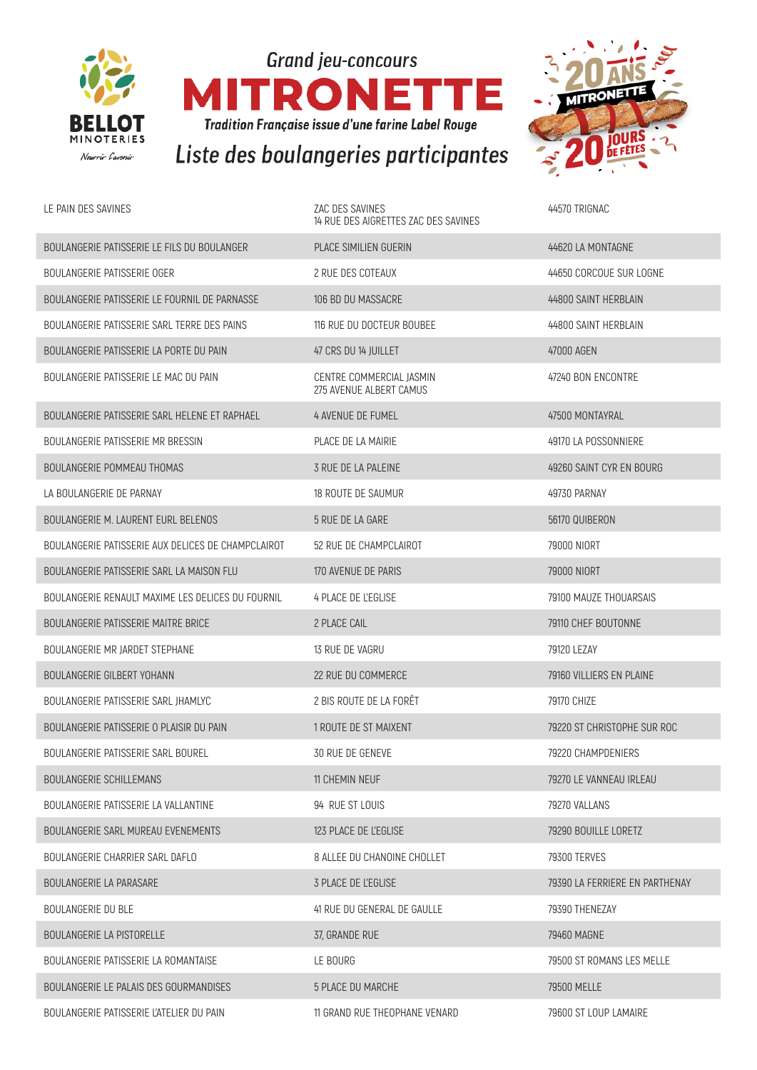Grand jeu-concours

# MITRONETTE

*Tradition Française issue d'une farine Label Rouge*

## Liste des boulangeries participantes

| | | |
|---|---|---|
| LE PAIN DES SAVINES | ZAC DES SAVINES 14 RUE DES AIGRETTES ZAC DES SAVINES | 44570 TRIGNAC |
| BOULANGERIE PATISSERIE LE FILS DU BOULANGER | PLACE SIMILIEN GUERIN | 44620 LA MONTAGNE |
| BOULANGERIE PATISSERIE OGER | 2 RUE DES COTEAUX | 44650 CORCOUE SUR LOGNE |
| BOULANGERIE PATISSERIE LE FOURNIL DE PARNASSE | 106 BD DU MASSACRE | 44800 SAINT HERBLAIN |
| BOULANGERIE PATISSERIE SARL TERRE DES PAINS | 116 RUE DU DOCTEUR BOUBEE | 44800 SAINT HERBLAIN |
| BOULANGERIE PATISSERIE LA PORTE DU PAIN | 47 CRS DU 14 JUILLET | 47000 AGEN |
| BOULANGERIE PATISSERIE LE MAC DU PAIN | CENTRE COMMERCIAL JASMIN 275 AVENUE ALBERT CAMUS | 47240 BON ENCONTRE |
| BOULANGERIE PATISSERIE SARL HELENE ET RAPHAEL | 4 AVENUE DE FUMEL | 47500 MONTAYRAL |
| BOULANGERIE PATISSERIE MR BRESSIN | PLACE DE LA MAIRIE | 49170 LA POSSONNIERE |
| BOULANGERIE POMMEAU THOMAS | 3 RUE DE LA PALEINE | 49260 SAINT CYR EN BOURG |
| LA BOULANGERIE DE PARNAY | 18 ROUTE DE SAUMUR | 49730 PARNAY |
| BOULANGERIE M. LAURENT EURL BELENOS | 5 RUE DE LA GARE | 56170 QUIBERON |
| BOULANGERIE PATISSERIE AUX DELICES DE CHAMPCLAIROT | 52 RUE DE CHAMPCLAIROT | 79000 NIORT |
| BOULANGERIE PATISSERIE SARL LA MAISON FLU | 170 AVENUE DE PARIS | 79000 NIORT |
| BOULANGERIE RENAULT MAXIME LES DELICES DU FOURNIL | 4 PLACE DE L'EGLISE | 79100 MAUZE THOUARSAIS |
| BOULANGERIE PATISSERIE MAITRE BRICE | 2 PLACE CAIL | 79110 CHEF BOUTONNE |
| BOULANGERIE MR JARDET STEPHANE | 13 RUE DE VAGRU | 79120 LEZAY |
| BOULANGERIE GILBERT YOHANN | 22 RUE DU COMMERCE | 79160 VILLIERS EN PLAINE |
| BOULANGERIE PATISSERIE SARL JHAMLYC | 2 BIS ROUTE DE LA FORÊT | 79170 CHIZE |
| BOULANGERIE PATISSERIE O PLAISIR DU PAIN | 1 ROUTE DE ST MAIXENT | 79220 ST CHRISTOPHE SUR ROC |
| BOULANGERIE PATISSERIE SARL BOUREL | 30 RUE DE GENEVE | 79220 CHAMPDENIERS |
| BOULANGERIE SCHILLEMANS | 11 CHEMIN NEUF | 79270 LE VANNEAU IRLEAU |
| BOULANGERIE PATISSERIE LA VALLANTINE | 94 RUE ST LOUIS | 79270 VALLANS |
| BOULANGERIE SARL MUREAU EVENEMENTS | 123 PLACE DE L'EGLISE | 79290 BOUILLE LORETZ |
| BOULANGERIE CHARRIER SARL DAFLO | 8 ALLEE DU CHANOINE CHOLLET | 79300 TERVES |
| BOULANGERIE LA PARASARE | 3 PLACE DE L'EGLISE | 79390 LA FERRIERE EN PARTHENAY |
| BOULANGERIE DU BLE | 41 RUE DU GENERAL DE GAULLE | 79390 THENEZAY |
| BOULANGERIE LA PISTORELLE | 37, GRANDE RUE | 79460 MAGNE |
| BOULANGERIE PATISSERIE LA ROMANTAISE | LE BOURG | 79500 ST ROMANS LES MELLE |
| BOULANGERIE LE PALAIS DES GOURMANDISES | 5 PLACE DU MARCHE | 79500 MELLE |
| BOULANGERIE PATISSERIE L'ATELIER DU PAIN | 11 GRAND RUE THEOPHANE VENARD | 79600 ST LOUP LAMAIRE |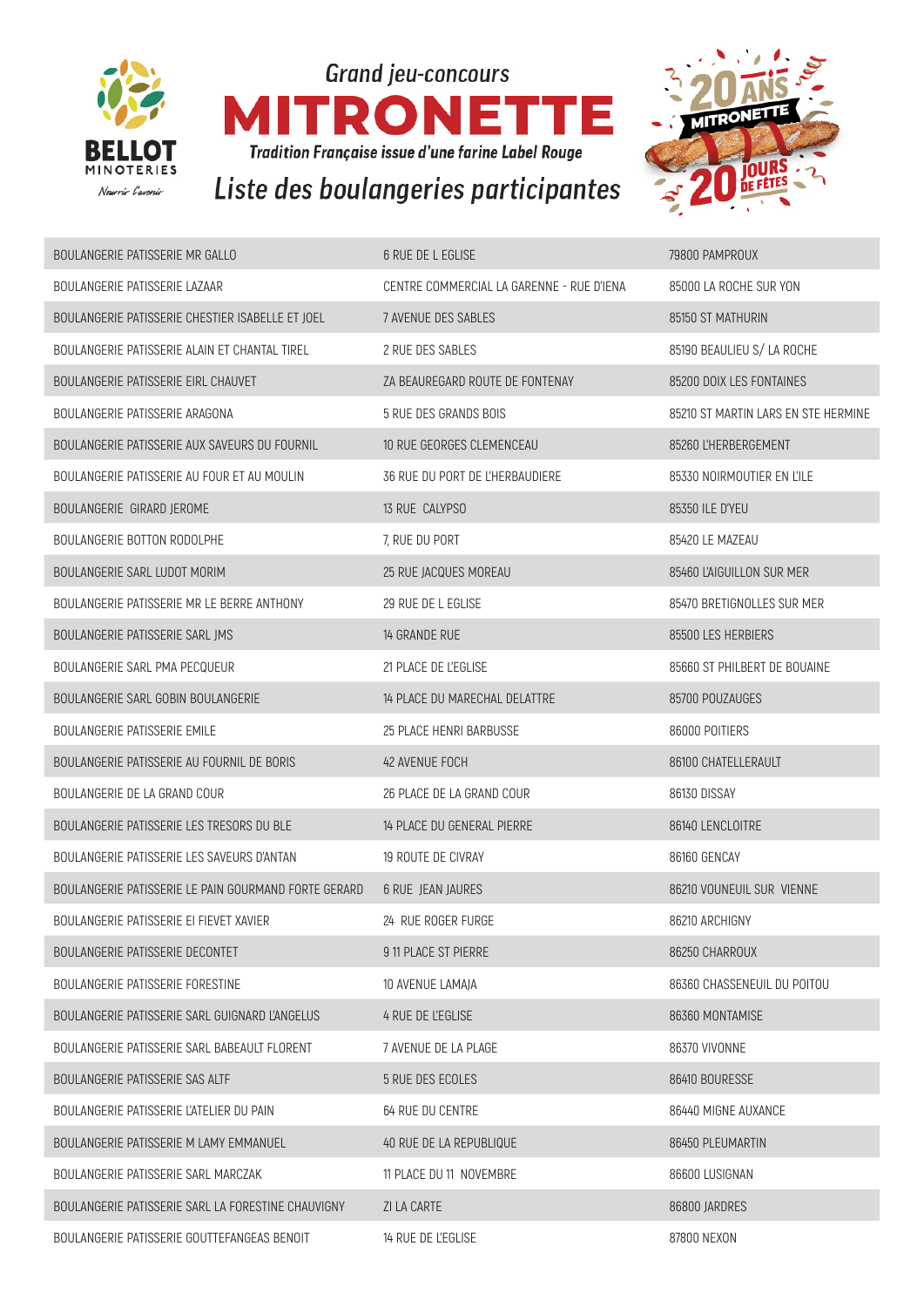Grand jeu-concours

# MITRONETTE

**Tradition Française issue d'une farine Label Rouge**

## Liste des boulangeries participantes

| | | |
|---|---|---|
| BOULANGERIE PATISSERIE MR GALLO | 6 RUE DE L EGLISE | 79800 PAMPROUX |
| BOULANGERIE PATISSERIE LAZAAR | CENTRE COMMERCIAL LA GARENNE - RUE D'IENA | 85000 LA ROCHE SUR YON |
| BOULANGERIE PATISSERIE CHESTIER ISABELLE ET JOEL | 7 AVENUE DES SABLES | 85150 ST MATHURIN |
| BOULANGERIE PATISSERIE ALAIN ET CHANTAL TIREL | 2 RUE DES SABLES | 85190 BEAULIEU S/ LA ROCHE |
| BOULANGERIE PATISSERIE EIRL CHAUVET | ZA BEAUREGARD ROUTE DE FONTENAY | 85200 DOIX LES FONTAINES |
| BOULANGERIE PATISSERIE ARAGONA | 5 RUE DES GRANDS BOIS | 85210 ST MARTIN LARS EN STE HERMINE |
| BOULANGERIE PATISSERIE AUX SAVEURS DU FOURNIL | 10 RUE GEORGES CLEMENCEAU | 85260 L'HERBERGEMENT |
| BOULANGERIE PATISSERIE AU FOUR ET AU MOULIN | 36 RUE DU PORT DE L'HERBAUDIERE | 85330 NOIRMOUTIER EN L'ILE |
| BOULANGERIE GIRARD JEROME | 13 RUE CALYPSO | 85350 ILE D'YEU |
| BOULANGERIE BOTTON RODOLPHE | 7, RUE DU PORT | 85420 LE MAZEAU |
| BOULANGERIE SARL LUDOT MORIM | 25 RUE JACQUES MOREAU | 85460 L'AIGUILLON SUR MER |
| BOULANGERIE PATISSERIE MR LE BERRE ANTHONY | 29 RUE DE L EGLISE | 85470 BRETIGNOLLES SUR MER |
| BOULANGERIE PATISSERIE SARL JMS | 14 GRANDE RUE | 85500 LES HERBIERS |
| BOULANGERIE SARL PMA PECQUEUR | 21 PLACE DE L'EGLISE | 85660 ST PHILBERT DE BOUAINE |
| BOULANGERIE SARL GOBIN BOULANGERIE | 14 PLACE DU MARECHAL DELATTRE | 85700 POUZAUGES |
| BOULANGERIE PATISSERIE EMILE | 25 PLACE HENRI BARBUSSE | 86000 POITIERS |
| BOULANGERIE PATISSERIE AU FOURNIL DE BORIS | 42 AVENUE FOCH | 86100 CHATELLERAULT |
| BOULANGERIE DE LA GRAND COUR | 26 PLACE DE LA GRAND COUR | 86130 DISSAY |
| BOULANGERIE PATISSERIE LES TRESORS DU BLE | 14 PLACE DU GENERAL PIERRE | 86140 LENCLOITRE |
| BOULANGERIE PATISSERIE LES SAVEURS D'ANTAN | 19 ROUTE DE CIVRAY | 86160 GENCAY |
| BOULANGERIE PATISSERIE LE PAIN GOURMAND FORTE GERARD | 6 RUE JEAN JAURES | 86210 VOUNEUIL SUR VIENNE |
| BOULANGERIE PATISSERIE EI FIEVET XAVIER | 24 RUE ROGER FURGE | 86210 ARCHIGNY |
| BOULANGERIE PATISSERIE DECONTET | 9 11 PLACE ST PIERRE | 86250 CHARROUX |
| BOULANGERIE PATISSERIE FORESTINE | 10 AVENUE LAMAJA | 86360 CHASSENEUIL DU POITOU |
| BOULANGERIE PATISSERIE SARL GUIGNARD L'ANGELUS | 4 RUE DE L'EGLISE | 86360 MONTAMISE |
| BOULANGERIE PATISSERIE SARL BABEAULT FLORENT | 7 AVENUE DE LA PLAGE | 86370 VIVONNE |
| BOULANGERIE PATISSERIE SAS ALTF | 5 RUE DES ECOLES | 86410 BOURESSE |
| BOULANGERIE PATISSERIE L'ATELIER DU PAIN | 64 RUE DU CENTRE | 86440 MIGNE AUXANCE |
| BOULANGERIE PATISSERIE M LAMY EMMANUEL | 40 RUE DE LA REPUBLIQUE | 86450 PLEUMARTIN |
| BOULANGERIE PATISSERIE SARL MARCZAK | 11 PLACE DU 11 NOVEMBRE | 86600 LUSIGNAN |
| BOULANGERIE PATISSERIE SARL LA FORESTINE CHAUVIGNY | ZI LA CARTE | 86800 JARDRES |
| BOULANGERIE PATISSERIE GOUTTEFANGEAS BENOIT | 14 RUE DE L'EGLISE | 87800 NEXON |